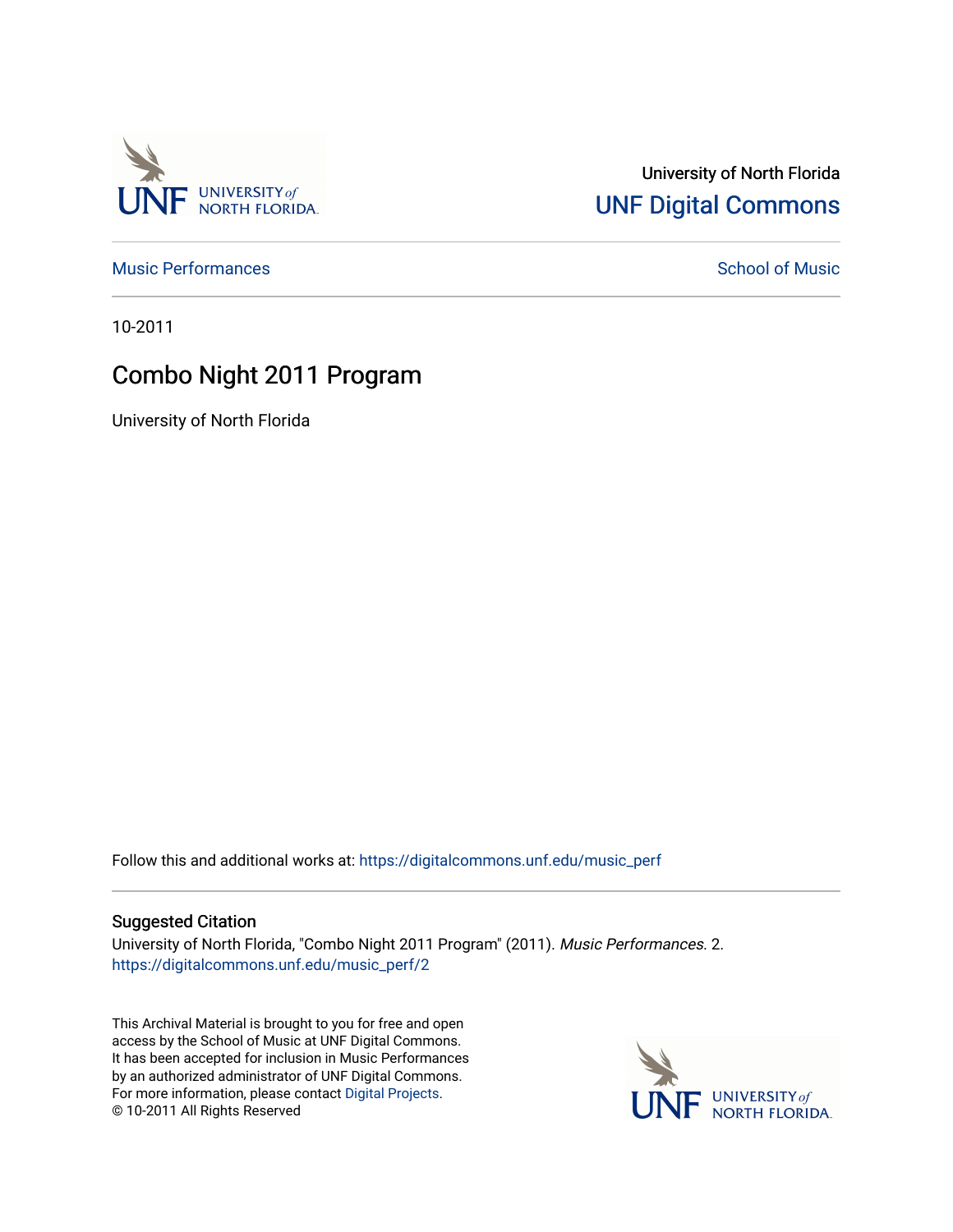University of North Florida

UNF Digital Commons

Music Performances | School of Music

10-2011

# Combo Night 2011 Program

University of North Florida

Follow this and additional works at: https://digitalcommons.unf.edu/music_perf

## Suggested Citation

University of North Florida, "Combo Night 2011 Program" (2011). *Music Performances*. 2.
https://digitalcommons.unf.edu/music_perf/2

This Archival Material is brought to you for free and open access by the School of Music at UNF Digital Commons. It has been accepted for inclusion in Music Performances by an authorized administrator of UNF Digital Commons. For more information, please contact Digital Projects.
© 10-2011 All Rights Reserved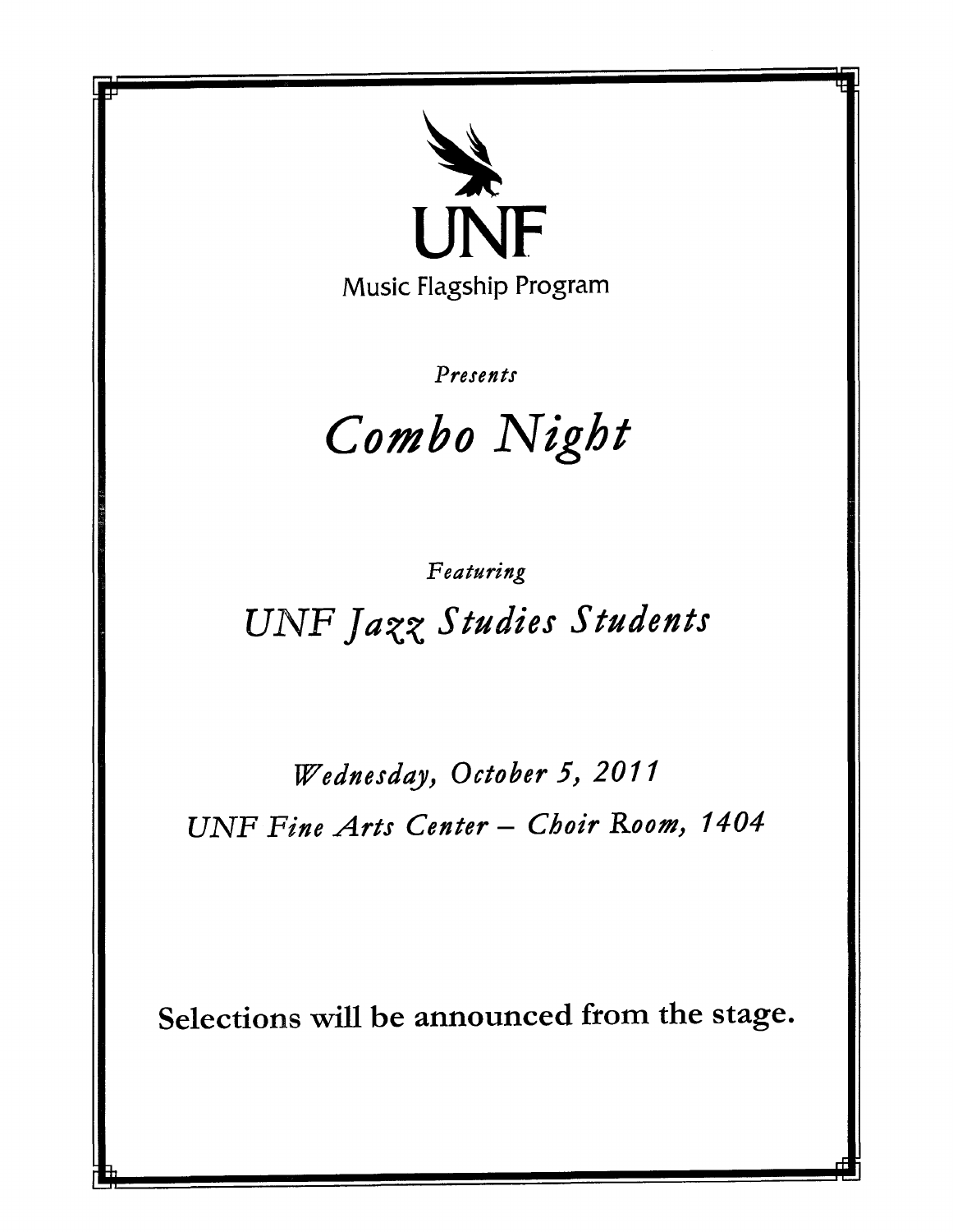# UNF

Music Flagship Program

*Presents*

# *Combo Night*

*Featuring*

## *UNF Jazz Studies Students*

*Wednesday, October 5, 2011*

*UNF Fine Arts Center – Choir Room, 1404*

**Selections will be announced from the stage.**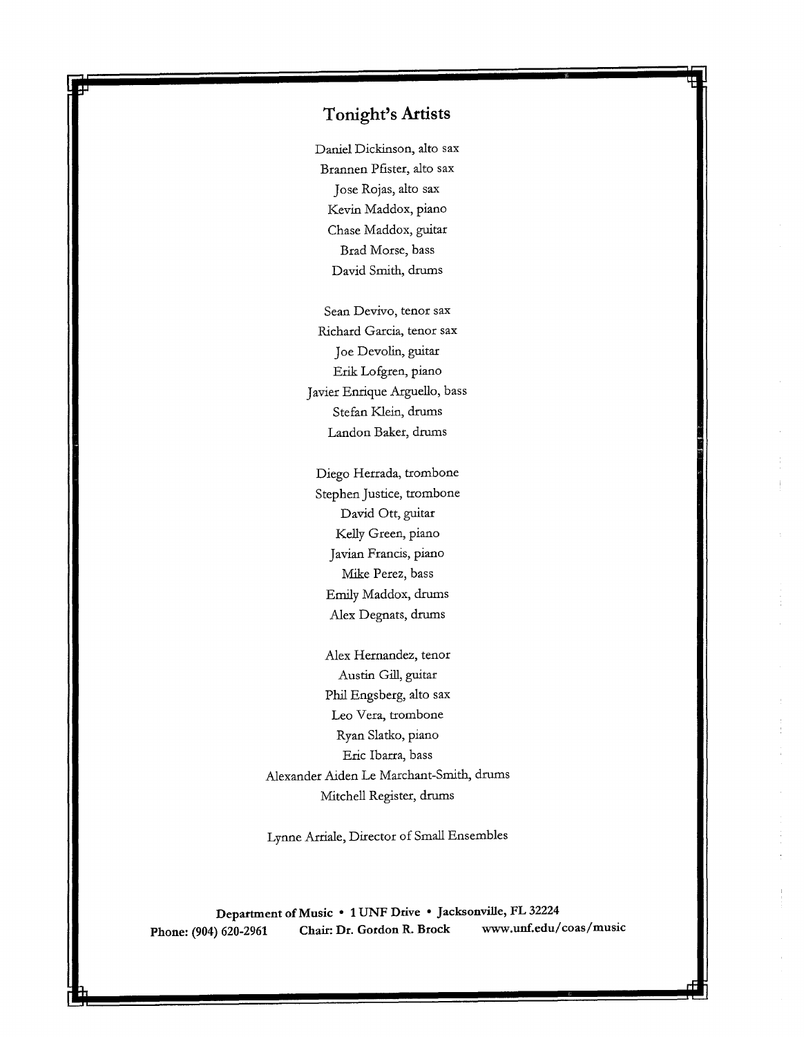## Tonight's Artists

Daniel Dickinson, alto sax
Brannen Pfister, alto sax
Jose Rojas, alto sax
Kevin Maddox, piano
Chase Maddox, guitar
Brad Morse, bass
David Smith, drums

Sean Devivo, tenor sax
Richard Garcia, tenor sax
Joe Devolin, guitar
Erik Lofgren, piano
Javier Enrique Arguello, bass
Stefan Klein, drums
Landon Baker, drums

Diego Herrada, trombone
Stephen Justice, trombone
David Ott, guitar
Kelly Green, piano
Javian Francis, piano
Mike Perez, bass
Emily Maddox, drums
Alex Degnats, drums

Alex Hernandez, tenor
Austin Gill, guitar
Phil Engsberg, alto sax
Leo Vera, trombone
Ryan Slatko, piano
Eric Ibarra, bass
Alexander Aiden Le Marchant-Smith, drums
Mitchell Register, drums

Lynne Arriale, Director of Small Ensembles

**Department of Music • 1 UNF Drive • Jacksonville, FL 32224**
**Phone: (904) 620-2961 Chair: Dr. Gordon R. Brock www.unf.edu/coas/music**